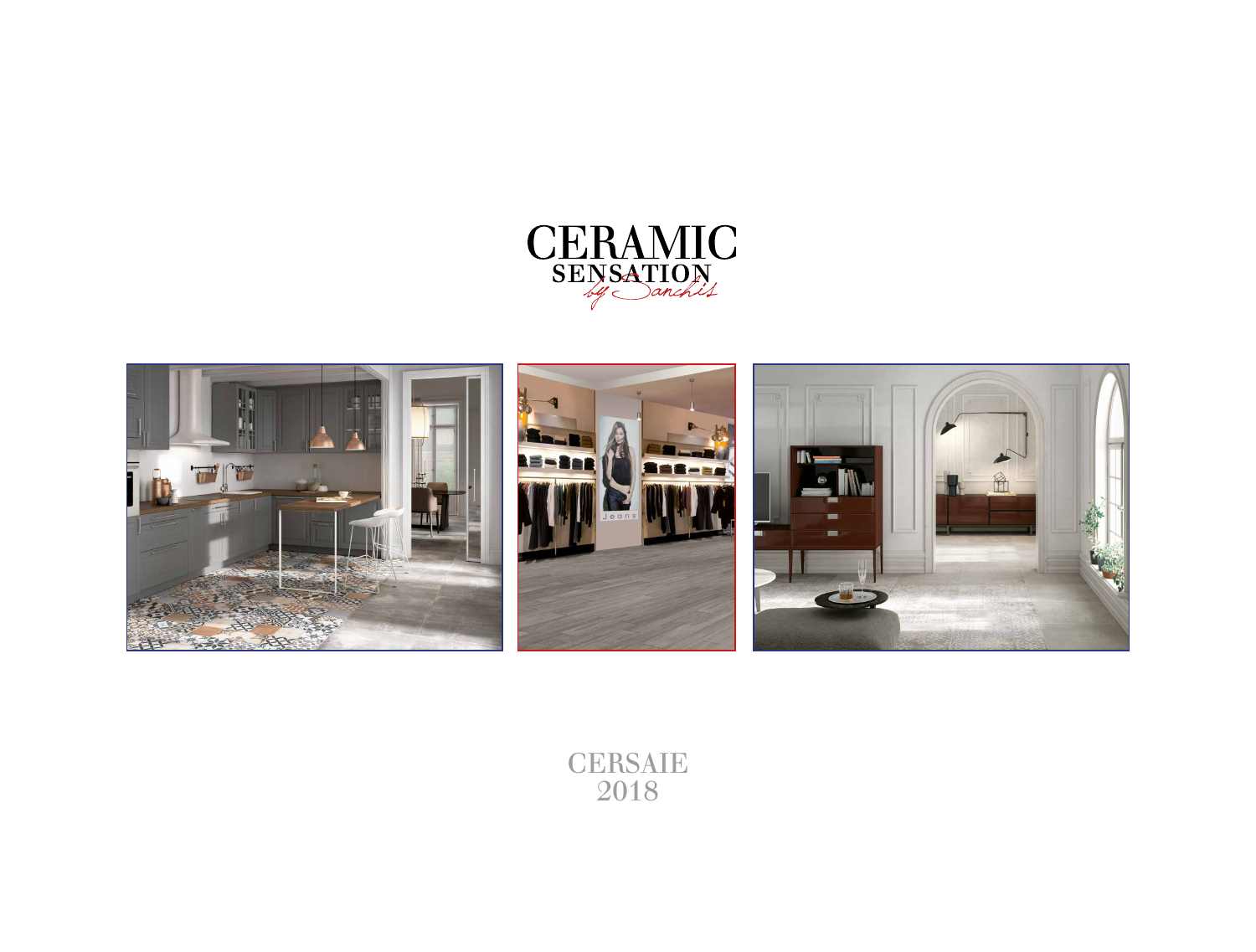# CERAMIC SENSATION

*by Sanchis*

CERSAIE
2018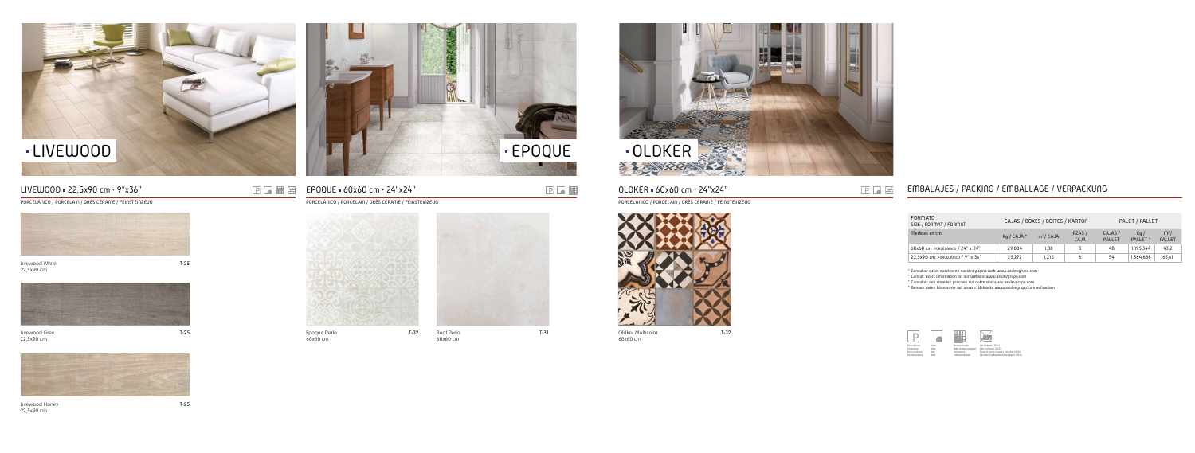# · LIVEWOOD

## LIVEWOOD ▪ 22,5x90 cm · 9"x36"

PORCELÁNICO / PORCELAIN / GRÈS CÉRAME / FEINSTEINZEUG

Livewood White
22,5x90 cm
T-25

Livewood Grey
22,5x90 cm
T-25

Livewood Honey
22,5x90 cm
T-25

# · EPOQUE

## EPOQUE ▪ 60x60 cm · 24"x24"

PORCELÁNICO / PORCELAIN / GRÈS CÉRAME / FEINSTEINZEUG

Epoque Perla
60x60 cm
T-32

Boat Perla
60x60 cm
T-31

# · OLDKER

## OLDKER ▪ 60x60 cm · 24"x24"

PORCELÁNICO / PORCELAIN / GRÈS CÉRAME / FEINSTEINZEUG

Oldker Multicolor
60x60 cm
T-32

## EMBALAJES / PACKING / EMBALLAGE / VERPACKUNG

| FORMATO SIZE / FORMAT / FORMAT | CAJAS / BOXES / BOITES / KARTON | | | PALET / PALLET | | |
|---|---|---|---|---|---|---|
| Medidas en cm | Kg / CAJA * | m² / CAJA | PZAS / CAJA | CAJAS / PALLET | Kg / PALLET * | m² / PALLET |
| 60x60 cm. PORCELÁNICO / 24" x 24" | 29,884 | 1,08 | 3 | 40 | 1.195,344 | 43,2 |
| 22,5x90 cm. PORCELÁNICO / 9" x 36" | 25,272 | 1,215 | 6 | 54 | 1.364,688 | 65,61 |

* Consultar datos exactos en nuestra página web www.azulevgrupo.com
* Consult exact information on our website www.azulevgrupo.com
* Consulter des données précises sur notre site www.azulevgrupo.com
* Genaue daten können sie auf unsere Webseite www.azulevgrupo.com aufrufen.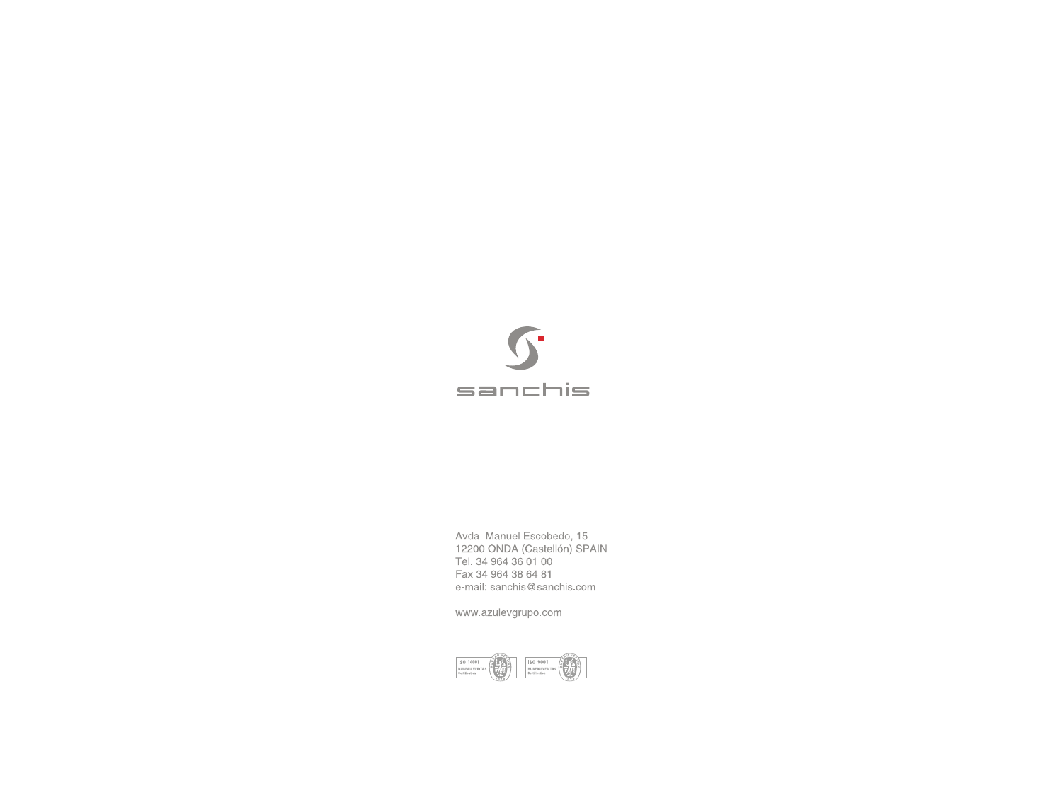sanchis

Avda. Manuel Escobedo, 15
12200 ONDA (Castellón) SPAIN
Tel. 34 964 36 01 00
Fax 34 964 38 64 81
e-mail: sanchis@sanchis.com

www.azulevgrupo.com

ISO 14001 BUREAU VERITAS Certification

ISO 9001 BUREAU VERITAS Certification